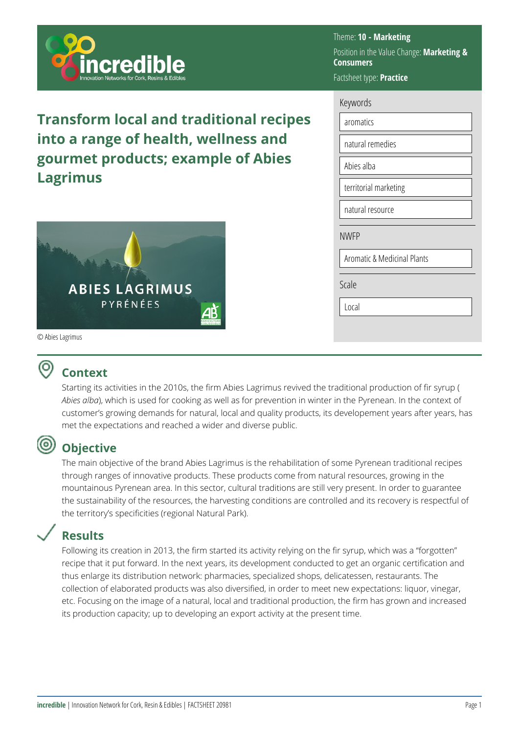Theme: **10 - Marketing**

Position in the Value Change: **Marketing & Consumers**

Factsheet type: **Practice**

# Transform local and traditional recipes into a range of health, wellness and gourmet products; example of Abies Lagrimus

© Abies Lagrimus

**Keywords**

- aromatics
- natural remedies
- Abies alba
- territorial marketing
- natural resource

**NWFP**

- Aromatic & Medicinal Plants

**Scale**

- Local

## Context

Starting its activities in the 2010s, the firm Abies Lagrimus revived the traditional production of fir syrup ( *Abies alba*), which is used for cooking as well as for prevention in winter in the Pyrenean. In the context of customer's growing demands for natural, local and quality products, its developement years after years, has met the expectations and reached a wider and diverse public.

## Objective

The main objective of the brand Abies Lagrimus is the rehabilitation of some Pyrenean traditional recipes through ranges of innovative products. These products come from natural resources, growing in the mountainous Pyrenean area. In this sector, cultural traditions are still very present. In order to guarantee the sustainability of the resources, the harvesting conditions are controlled and its recovery is respectful of the territory's specificities (regional Natural Park).

## Results

Following its creation in 2013, the firm started its activity relying on the fir syrup, which was a "forgotten" recipe that it put forward. In the next years, its development conducted to get an organic certification and thus enlarge its distribution network: pharmacies, specialized shops, delicatessen, restaurants. The collection of elaborated products was also diversified, in order to meet new expectations: liquor, vinegar, etc. Focusing on the image of a natural, local and traditional production, the firm has grown and increased its production capacity; up to developing an export activity at the present time.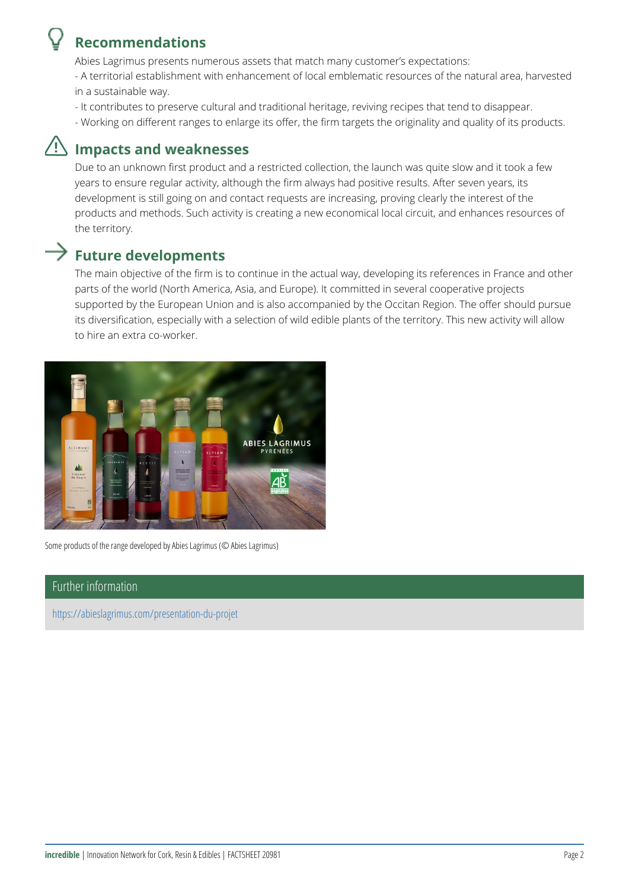## Recommendations

Abies Lagrimus presents numerous assets that match many customer's expectations:

- A territorial establishment with enhancement of local emblematic resources of the natural area, harvested in a sustainable way.
- It contributes to preserve cultural and traditional heritage, reviving recipes that tend to disappear.
- Working on different ranges to enlarge its offer, the firm targets the originality and quality of its products.

## Impacts and weaknesses

Due to an unknown first product and a restricted collection, the launch was quite slow and it took a few years to ensure regular activity, although the firm always had positive results. After seven years, its development is still going on and contact requests are increasing, proving clearly the interest of the products and methods. Such activity is creating a new economical local circuit, and enhances resources of the territory.

## Future developments

The main objective of the firm is to continue in the actual way, developing its references in France and other parts of the world (North America, Asia, and Europe). It committed in several cooperative projects supported by the European Union and is also accompanied by the Occitan Region. The offer should pursue its diversification, especially with a selection of wild edible plants of the territory. This new activity will allow to hire an extra co-worker.

Some products of the range developed by Abies Lagrimus (© Abies Lagrimus)

### Further information

https://abieslagrimus.com/presentation-du-projet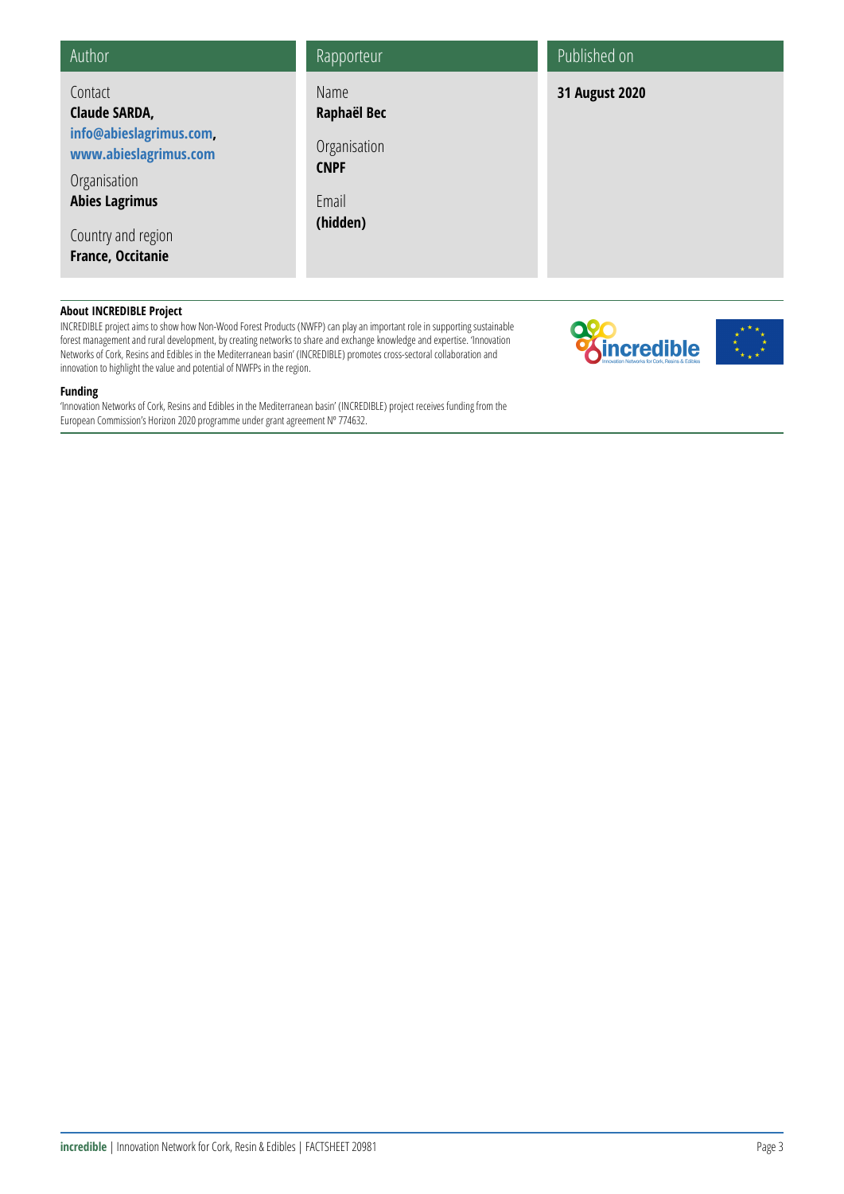| Author | Rapporteur | Published on |
| --- | --- | --- |
| Contact<br>**Claude SARDA,**<br>**info@abieslagrimus.com, www.abieslagrimus.com**<br><br>Organisation<br>**Abies Lagrimus**<br><br>Country and region<br>**France, Occitanie** | Name<br>**Raphaël Bec**<br><br>Organisation<br>**CNPF**<br><br>Email<br>**(hidden)** | **31 August 2020** |

**About INCREDIBLE Project**

INCREDIBLE project aims to show how Non-Wood Forest Products (NWFP) can play an important role in supporting sustainable forest management and rural development, by creating networks to share and exchange knowledge and expertise. 'Innovation Networks of Cork, Resins and Edibles in the Mediterranean basin' (INCREDIBLE) promotes cross-sectoral collaboration and innovation to highlight the value and potential of NWFPs in the region.

**Funding**

'Innovation Networks of Cork, Resins and Edibles in the Mediterranean basin' (INCREDIBLE) project receives funding from the European Commission's Horizon 2020 programme under grant agreement Nº 774632.